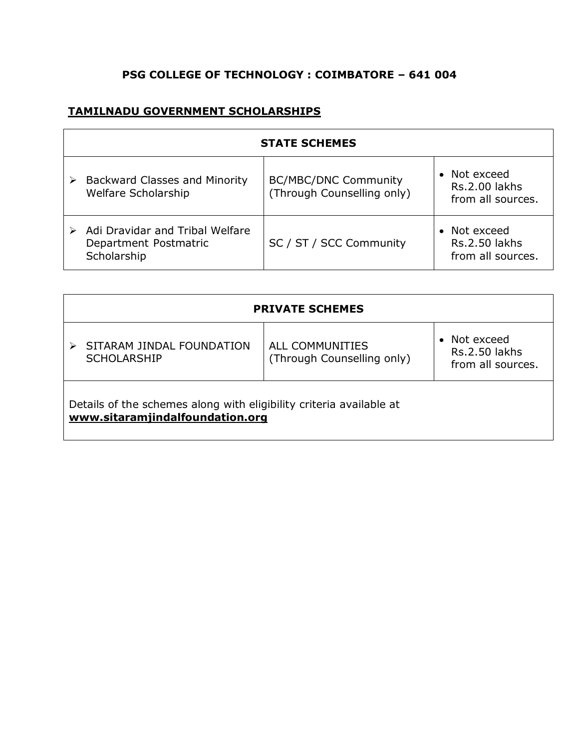**PSG COLLEGE OF TECHNOLOGY : COIMBATORE – 641 004**

**TAMILNADU GOVERNMENT SCHOLARSHIPS**

| **STATE SCHEMES** | | |
|---|---|---|
| ➢ Backward Classes and Minority Welfare Scholarship | BC/MBC/DNC Community (Through Counselling only) | • Not exceed Rs.2.00 lakhs from all sources. |
| ➢ Adi Dravidar and Tribal Welfare Department Postmatric Scholarship | SC / ST / SCC Community | • Not exceed Rs.2.50 lakhs from all sources. |

| **PRIVATE SCHEMES** | | |
|---|---|---|
| ➢ SITARAM JINDAL FOUNDATION SCHOLARSHIP | ALL COMMUNITIES (Through Counselling only) | • Not exceed Rs.2.50 lakhs from all sources. |
| Details of the schemes along with eligibility criteria available at **www.sitaramjindalfoundation.org** | | |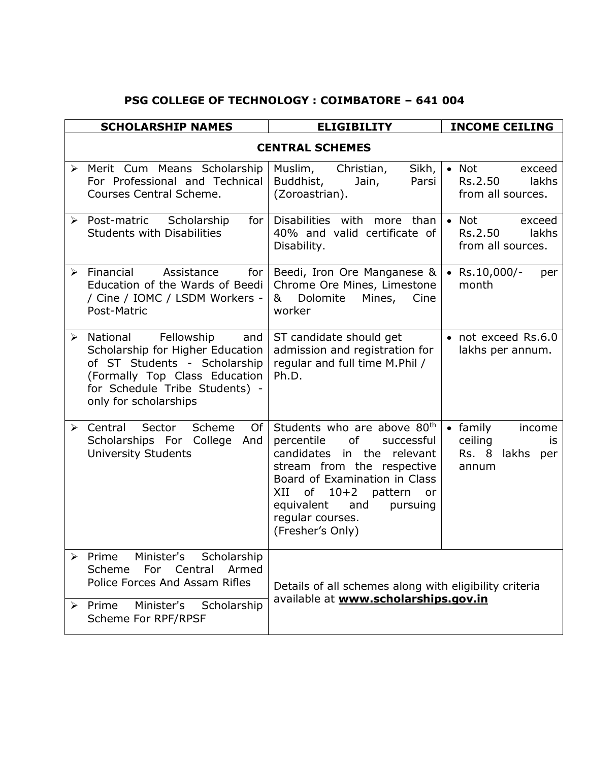## PSG COLLEGE OF TECHNOLOGY : COIMBATORE – 641 004

| SCHOLARSHIP NAMES | ELIGIBILITY | INCOME CEILING |
|---|---|---|
| **CENTRAL SCHEMES** | | |
| ➢ Merit Cum Means Scholarship For Professional and Technical Courses Central Scheme. | Muslim, Christian, Sikh, Buddhist, Jain, Parsi (Zoroastrian). | • Not exceed Rs.2.50 lakhs from all sources. |
| ➢ Post-matric Scholarship for Students with Disabilities | Disabilities with more than 40% and valid certificate of Disability. | • Not exceed Rs.2.50 lakhs from all sources. |
| ➢ Financial Assistance for Education of the Wards of Beedi / Cine / IOMC / LSDM Workers - Post-Matric | Beedi, Iron Ore Manganese & Chrome Ore Mines, Limestone & Dolomite Mines, Cine worker | • Rs.10,000/- per month |
| ➢ National Fellowship and Scholarship for Higher Education of ST Students - Scholarship (Formally Top Class Education for Schedule Tribe Students) - only for scholarships | ST candidate should get admission and registration for regular and full time M.Phil / Ph.D. | • not exceed Rs.6.0 lakhs per annum. |
| ➢ Central Sector Scheme Of Scholarships For College And University Students | Students who are above 80th percentile of successful candidates in the relevant stream from the respective Board of Examination in Class XII of 10+2 pattern or equivalent and pursuing regular courses. (Fresher's Only) | • family income ceiling is Rs. 8 lakhs per annum |
| ➢ Prime Minister's Scholarship Scheme For Central Armed Police Forces And Assam Rifles | Details of all schemes along with eligibility criteria available at **www.scholarships.gov.in** | |
| ➢ Prime Minister's Scholarship Scheme For RPF/RPSF | | |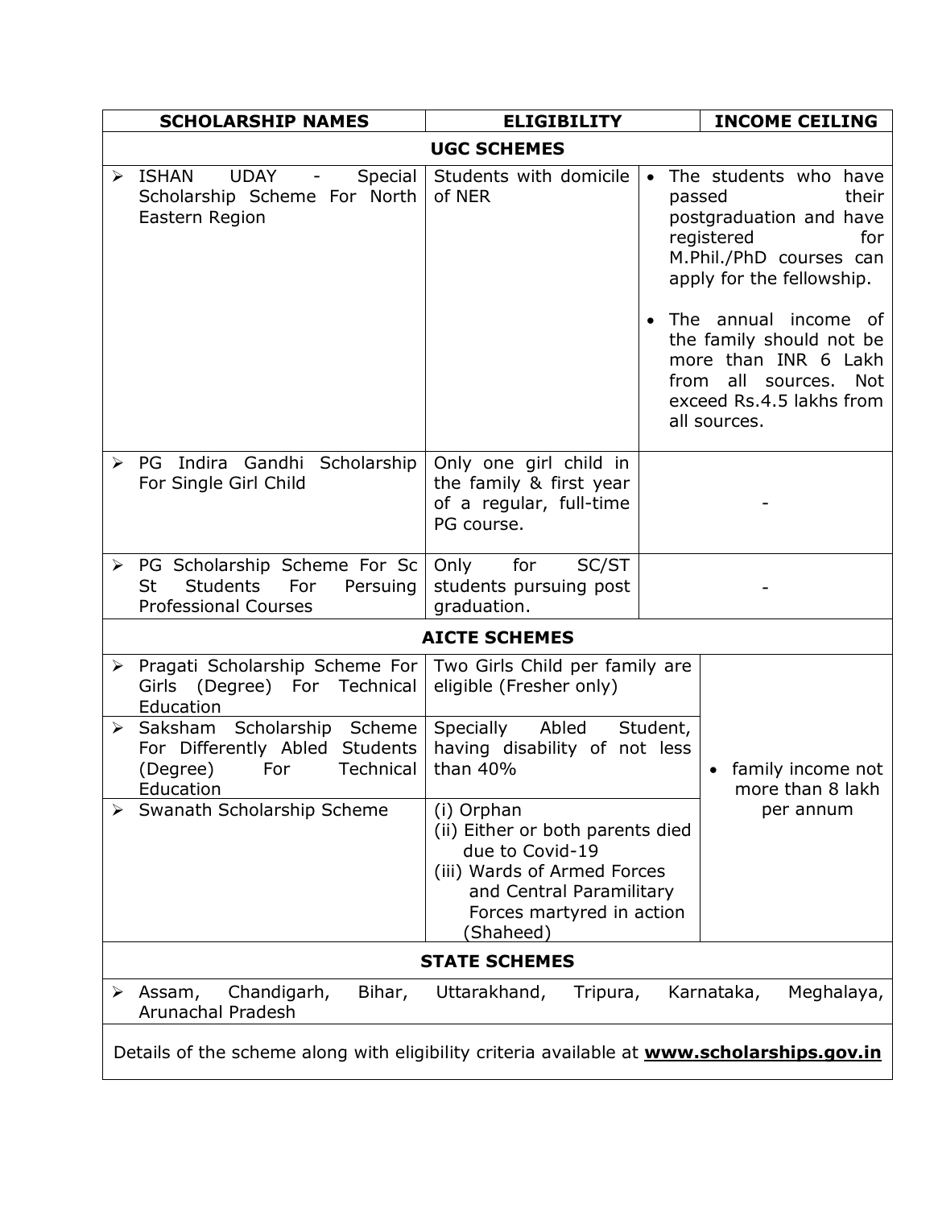| SCHOLARSHIP NAMES | ELIGIBILITY | INCOME CEILING |
| --- | --- | --- |
| **UGC SCHEMES** | | |
| ➢ ISHAN UDAY - Special Scholarship Scheme For North Eastern Region | Students with domicile of NER | • The students who have passed their postgraduation and have registered for M.Phil./PhD courses can apply for the fellowship.<br>• The annual income of the family should not be more than INR 6 Lakh from all sources. Not exceed Rs.4.5 lakhs from all sources. |
| ➢ PG Indira Gandhi Scholarship For Single Girl Child | Only one girl child in the family & first year of a regular, full-time PG course. | - |
| ➢ PG Scholarship Scheme For Sc St Students For Persuing Professional Courses | Only for SC/ST students pursuing post graduation. | - |
| **AICTE SCHEMES** | | |
| ➢ Pragati Scholarship Scheme For Girls (Degree) For Technical Education | Two Girls Child per family are eligible (Fresher only) | • family income not more than 8 lakh per annum |
| ➢ Saksham Scholarship Scheme For Differently Abled Students (Degree) For Technical Education | Specially Abled Student, having disability of not less than 40% | |
| ➢ Swanath Scholarship Scheme | (i) Orphan<br>(ii) Either or both parents died due to Covid-19<br>(iii) Wards of Armed Forces and Central Paramilitary Forces martyred in action (Shaheed) | |
| **STATE SCHEMES** | | |
| ➢ Assam, Chandigarh, Bihar, Uttarakhand, Tripura, Karnataka, Meghalaya, Arunachal Pradesh | | |
| Details of the scheme along with eligibility criteria available at **www.scholarships.gov.in** | | |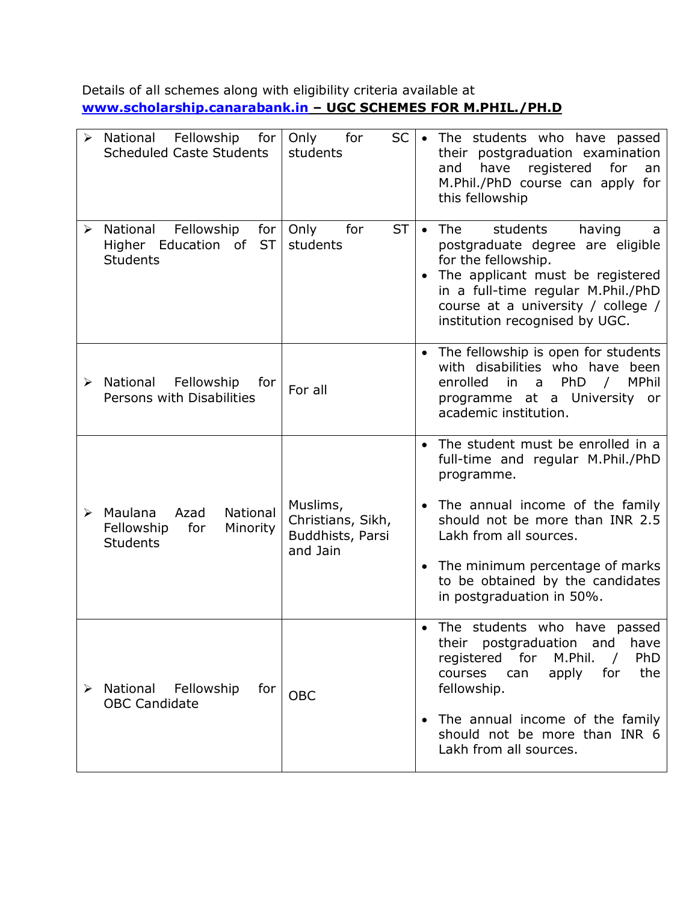Details of all schemes along with eligibility criteria available at **www.scholarship.canarabank.in – UGC SCHEMES FOR M.PHIL./PH.D**

| | | |
|---|---|---|
| ➢ National Fellowship for Scheduled Caste Students | Only for SC students | • The students who have passed their postgraduation examination and have registered for an M.Phil./PhD course can apply for this fellowship |
| ➢ National Fellowship for Higher Education of ST Students | Only for ST students | • The students having a postgraduate degree are eligible for the fellowship.<br>• The applicant must be registered in a full-time regular M.Phil./PhD course at a university / college / institution recognised by UGC. |
| ➢ National Fellowship for Persons with Disabilities | For all | • The fellowship is open for students with disabilities who have been enrolled in a PhD / MPhil programme at a University or academic institution. |
| ➢ Maulana Azad National Fellowship for Minority Students | Muslims, Christians, Sikh, Buddhists, Parsi and Jain | • The student must be enrolled in a full-time and regular M.Phil./PhD programme.<br>• The annual income of the family should not be more than INR 2.5 Lakh from all sources.<br>• The minimum percentage of marks to be obtained by the candidates in postgraduation in 50%. |
| ➢ National Fellowship for OBC Candidate | OBC | • The students who have passed their postgraduation and have registered for M.Phil. / PhD courses can apply for the fellowship.<br>• The annual income of the family should not be more than INR 6 Lakh from all sources. |